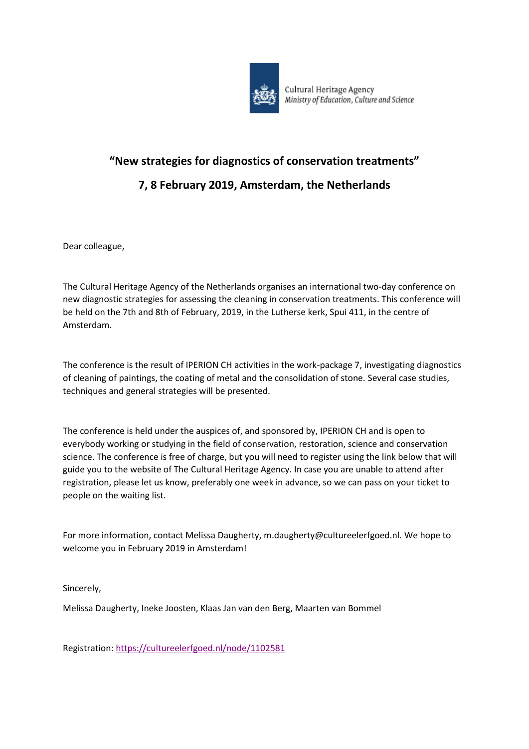Cultural Heritage Agency
*Ministry of Education, Culture and Science*

## “New strategies for diagnostics of conservation treatments”

## 7, 8 February 2019, Amsterdam, the Netherlands

Dear colleague,

The Cultural Heritage Agency of the Netherlands organises an international two-day conference on new diagnostic strategies for assessing the cleaning in conservation treatments. This conference will be held on the 7th and 8th of February, 2019, in the Lutherse kerk, Spui 411, in the centre of Amsterdam.

The conference is the result of IPERION CH activities in the work-package 7, investigating diagnostics of cleaning of paintings, the coating of metal and the consolidation of stone. Several case studies, techniques and general strategies will be presented.

The conference is held under the auspices of, and sponsored by, IPERION CH and is open to everybody working or studying in the field of conservation, restoration, science and conservation science. The conference is free of charge, but you will need to register using the link below that will guide you to the website of The Cultural Heritage Agency. In case you are unable to attend after registration, please let us know, preferably one week in advance, so we can pass on your ticket to people on the waiting list.

For more information, contact Melissa Daugherty, m.daugherty@cultureelerfgoed.nl. We hope to welcome you in February 2019 in Amsterdam!

Sincerely,

Melissa Daugherty, Ineke Joosten, Klaas Jan van den Berg, Maarten van Bommel

Registration: [https://cultureelerfgoed.nl/node/1102581](https://cultureelerfgoed.nl/node/1102581)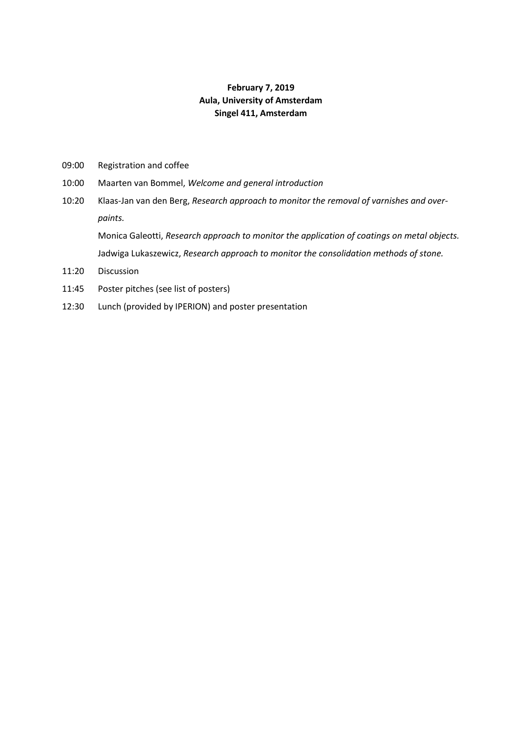**February 7, 2019**
**Aula, University of Amsterdam**
**Singel 411, Amsterdam**

| | |
|---|---|
| 09:00 | Registration and coffee |
| 10:00 | Maarten van Bommel, *Welcome and general introduction* |
| 10:20 | Klaas-Jan van den Berg, *Research approach to monitor the removal of varnishes and over-paints.* |
| | Monica Galeotti, *Research approach to monitor the application of coatings on metal objects.* |
| | Jadwiga Lukaszewicz, *Research approach to monitor the consolidation methods of stone.* |
| 11:20 | Discussion |
| 11:45 | Poster pitches (see list of posters) |
| 12:30 | Lunch (provided by IPERION) and poster presentation |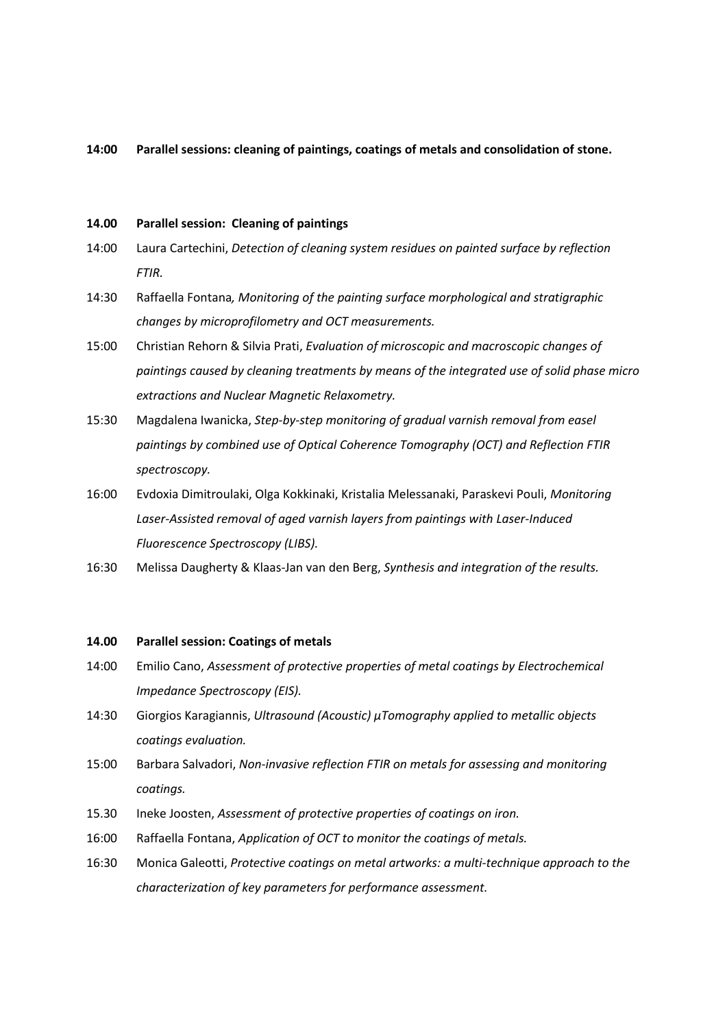**14:00 Parallel sessions: cleaning of paintings, coatings of metals and consolidation of stone.**

**14.00 Parallel session: Cleaning of paintings**

14:00 Laura Cartechini, *Detection of cleaning system residues on painted surface by reflection FTIR.*

14:30 Raffaella Fontana*, Monitoring of the painting surface morphological and stratigraphic changes by microprofilometry and OCT measurements.*

15:00 Christian Rehorn & Silvia Prati, *Evaluation of microscopic and macroscopic changes of paintings caused by cleaning treatments by means of the integrated use of solid phase micro extractions and Nuclear Magnetic Relaxometry.*

15:30 Magdalena Iwanicka, *Step-by-step monitoring of gradual varnish removal from easel paintings by combined use of Optical Coherence Tomography (OCT) and Reflection FTIR spectroscopy.*

16:00 Evdoxia Dimitroulaki, Olga Kokkinaki, Kristalia Melessanaki, Paraskevi Pouli, *Monitoring Laser-Assisted removal of aged varnish layers from paintings with Laser-Induced Fluorescence Spectroscopy (LIBS).*

16:30 Melissa Daugherty & Klaas-Jan van den Berg, *Synthesis and integration of the results.*

**14.00 Parallel session: Coatings of metals**

14:00 Emilio Cano, *Assessment of protective properties of metal coatings by Electrochemical Impedance Spectroscopy (EIS).*

14:30 Giorgios Karagiannis, *Ultrasound (Acoustic) μTomography applied to metallic objects coatings evaluation.*

15:00 Barbara Salvadori, *Non-invasive reflection FTIR on metals for assessing and monitoring coatings.*

15.30 Ineke Joosten, *Assessment of protective properties of coatings on iron.*

16:00 Raffaella Fontana, *Application of OCT to monitor the coatings of metals.*

16:30 Monica Galeotti, *Protective coatings on metal artworks: a multi-technique approach to the characterization of key parameters for performance assessment.*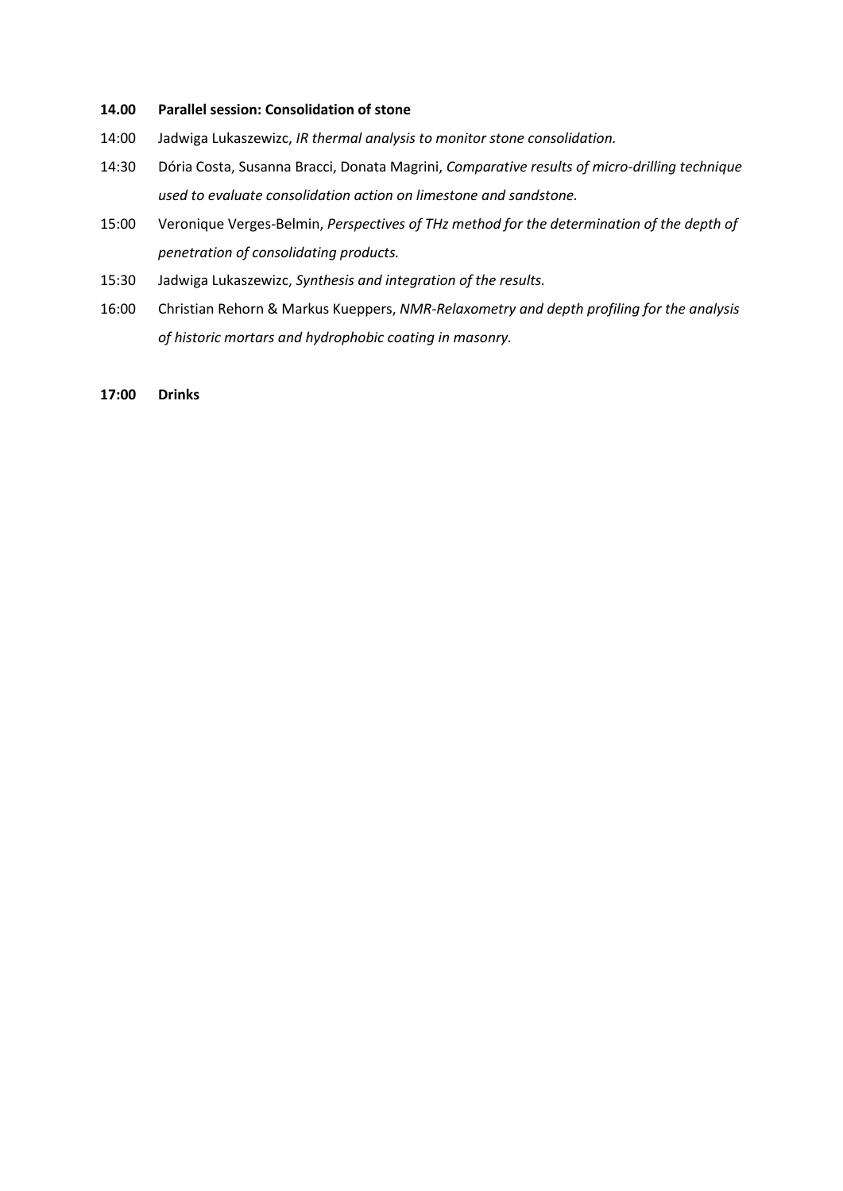**14.00 Parallel session: Consolidation of stone**

14:00 Jadwiga Lukaszewizc, *IR thermal analysis to monitor stone consolidation.*

14:30 Dória Costa, Susanna Bracci, Donata Magrini, *Comparative results of micro-drilling technique used to evaluate consolidation action on limestone and sandstone.*

15:00 Veronique Verges-Belmin, *Perspectives of THz method for the determination of the depth of penetration of consolidating products.*

15:30 Jadwiga Lukaszewizc, *Synthesis and integration of the results.*

16:00 Christian Rehorn & Markus Kueppers, *NMR-Relaxometry and depth profiling for the analysis of historic mortars and hydrophobic coating in masonry.*

**17:00 Drinks**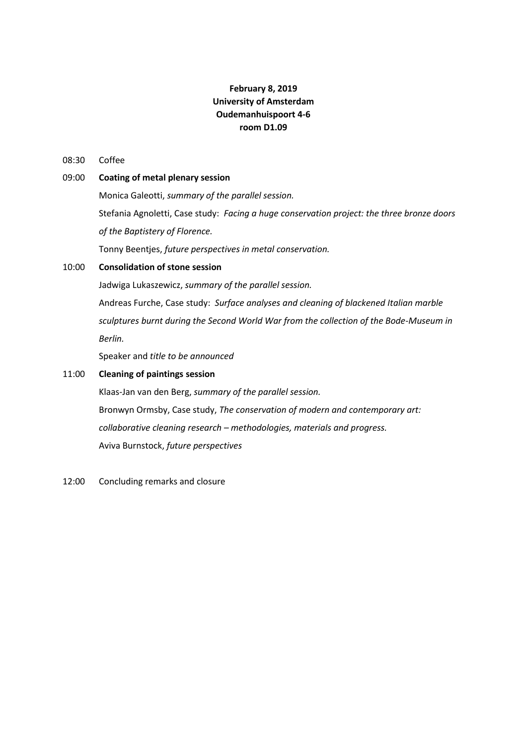**February 8, 2019**
**University of Amsterdam**
**Oudemanhuispoort 4-6**
**room D1.09**

08:30 Coffee

09:00 **Coating of metal plenary session**

Monica Galeotti, *summary of the parallel session.*

Stefania Agnoletti, Case study: *Facing a huge conservation project: the three bronze doors of the Baptistery of Florence.*

Tonny Beentjes, *future perspectives in metal conservation.*

10:00 **Consolidation of stone session**

Jadwiga Lukaszewicz, *summary of the parallel session.*

Andreas Furche, Case study: *Surface analyses and cleaning of blackened Italian marble sculptures burnt during the Second World War from the collection of the Bode-Museum in Berlin.*

Speaker and *title to be announced*

11:00 **Cleaning of paintings session**

Klaas-Jan van den Berg, *summary of the parallel session.*

Bronwyn Ormsby, Case study, *The conservation of modern and contemporary art: collaborative cleaning research – methodologies, materials and progress.*

Aviva Burnstock, *future perspectives*

12:00 Concluding remarks and closure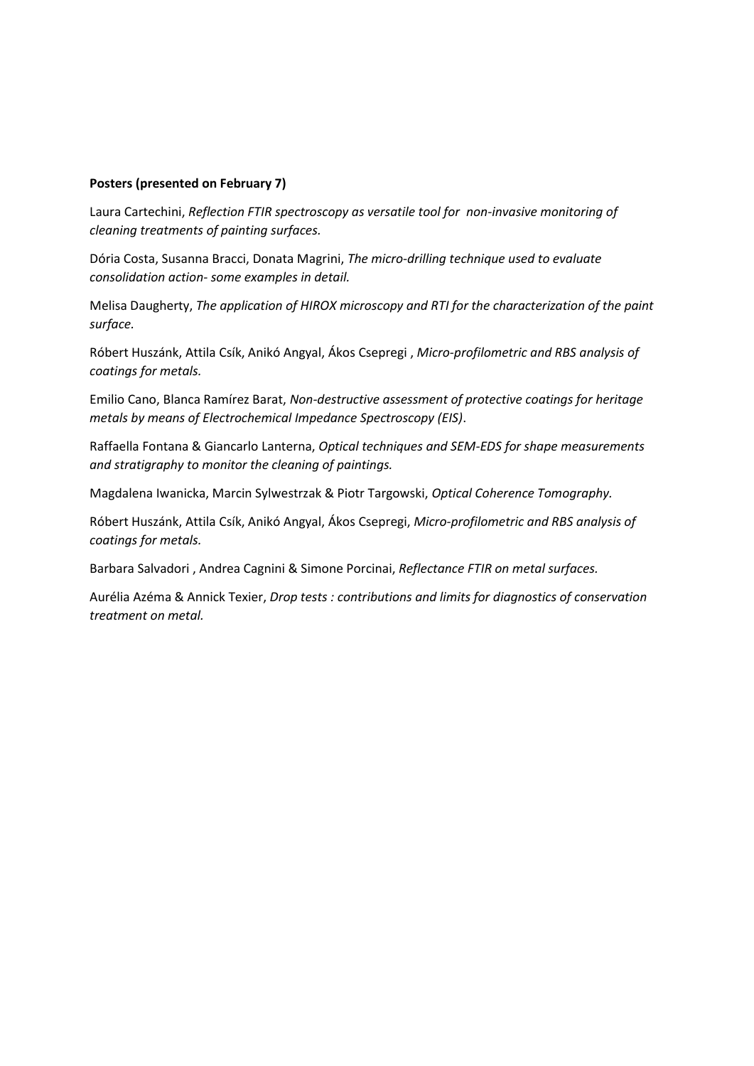**Posters (presented on February 7)**

Laura Cartechini, *Reflection FTIR spectroscopy as versatile tool for non-invasive monitoring of cleaning treatments of painting surfaces.*

Dória Costa, Susanna Bracci, Donata Magrini, *The micro-drilling technique used to evaluate consolidation action- some examples in detail.*

Melisa Daugherty, *The application of HIROX microscopy and RTI for the characterization of the paint surface.*

Róbert Huszánk, Attila Csík, Anikó Angyal, Ákos Csepregi , *Micro-profilometric and RBS analysis of coatings for metals.*

Emilio Cano, Blanca Ramírez Barat, *Non-destructive assessment of protective coatings for heritage metals by means of Electrochemical Impedance Spectroscopy (EIS)*.

Raffaella Fontana & Giancarlo Lanterna, *Optical techniques and SEM-EDS for shape measurements and stratigraphy to monitor the cleaning of paintings.*

Magdalena Iwanicka, Marcin Sylwestrzak & Piotr Targowski, *Optical Coherence Tomography.*

Róbert Huszánk, Attila Csík, Anikó Angyal, Ákos Csepregi, *Micro-profilometric and RBS analysis of coatings for metals.*

Barbara Salvadori , Andrea Cagnini & Simone Porcinai, *Reflectance FTIR on metal surfaces.*

Aurélia Azéma & Annick Texier, *Drop tests : contributions and limits for diagnostics of conservation treatment on metal.*